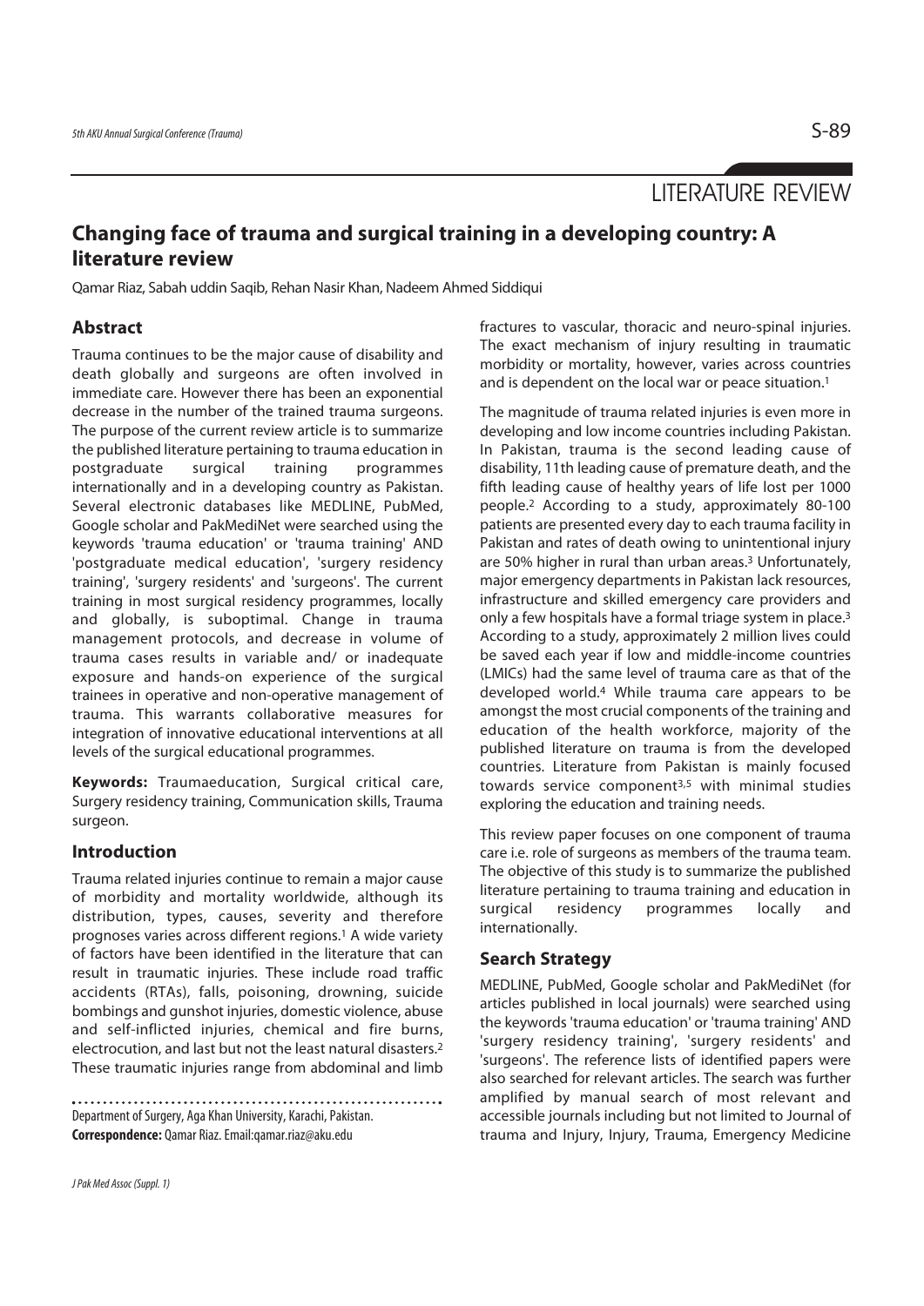LITERATURE REVIEW

# Changing face of trauma and surgical training in a developing country: A literature review

Qamar Riaz, Sabah uddin Saqib, Rehan Nasir Khan, Nadeem Ahmed Siddiqui

## Abstract

Trauma continues to be the major cause of disability and death globally and surgeons are often involved in immediate care. However there has been an exponential decrease in the number of the trained trauma surgeons. The purpose of the current review article is to summarize the published literature pertaining to trauma education in postgraduate surgical training programmes internationally and in a developing country as Pakistan. Several electronic databases like MEDLINE, PubMed, Google scholar and PakMediNet were searched using the keywords 'trauma education' or 'trauma training' AND 'postgraduate medical education', 'surgery residency training', 'surgery residents' and 'surgeons'. The current training in most surgical residency programmes, locally and globally, is suboptimal. Change in trauma management protocols, and decrease in volume of trauma cases results in variable and/ or inadequate exposure and hands-on experience of the surgical trainees in operative and non-operative management of trauma. This warrants collaborative measures for integration of innovative educational interventions at all levels of the surgical educational programmes.

**Keywords:** Traumaeducation, Surgical critical care, Surgery residency training, Communication skills, Trauma surgeon.

## Introduction

Trauma related injuries continue to remain a major cause of morbidity and mortality worldwide, although its distribution, types, causes, severity and therefore prognoses varies across different regions.[1] A wide variety of factors have been identified in the literature that can result in traumatic injuries. These include road traffic accidents (RTAs), falls, poisoning, drowning, suicide bombings and gunshot injuries, domestic violence, abuse and self-inflicted injuries, chemical and fire burns, electrocution, and last but not the least natural disasters.[2] These traumatic injuries range from abdominal and limb fractures to vascular, thoracic and neuro-spinal injuries. The exact mechanism of injury resulting in traumatic morbidity or mortality, however, varies across countries and is dependent on the local war or peace situation.[1]

The magnitude of trauma related injuries is even more in developing and low income countries including Pakistan. In Pakistan, trauma is the second leading cause of disability, 11th leading cause of premature death, and the fifth leading cause of healthy years of life lost per 1000 people.[2] According to a study, approximately 80-100 patients are presented every day to each trauma facility in Pakistan and rates of death owing to unintentional injury are 50% higher in rural than urban areas.[3] Unfortunately, major emergency departments in Pakistan lack resources, infrastructure and skilled emergency care providers and only a few hospitals have a formal triage system in place.[3] According to a study, approximately 2 million lives could be saved each year if low and middle-income countries (LMICs) had the same level of trauma care as that of the developed world.[4] While trauma care appears to be amongst the most crucial components of the training and education of the health workforce, majority of the published literature on trauma is from the developed countries. Literature from Pakistan is mainly focused towards service component[3,5] with minimal studies exploring the education and training needs.

This review paper focuses on one component of trauma care i.e. role of surgeons as members of the trauma team. The objective of this study is to summarize the published literature pertaining to trauma training and education in surgical residency programmes locally and internationally.

## Search Strategy

MEDLINE, PubMed, Google scholar and PakMediNet (for articles published in local journals) were searched using the keywords 'trauma education' or 'trauma training' AND 'surgery residency training', 'surgery residents' and 'surgeons'. The reference lists of identified papers were also searched for relevant articles. The search was further amplified by manual search of most relevant and accessible journals including but not limited to Journal of trauma and Injury, Injury, Trauma, Emergency Medicine

Department of Surgery, Aga Khan University, Karachi, Pakistan.
**Correspondence:** Qamar Riaz. Email:qamar.riaz@aku.edu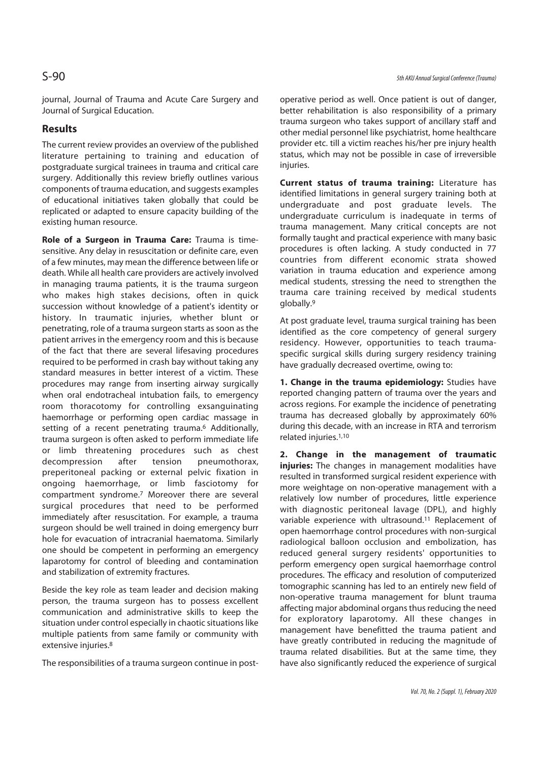journal, Journal of Trauma and Acute Care Surgery and Journal of Surgical Education.

## Results

The current review provides an overview of the published literature pertaining to training and education of postgraduate surgical trainees in trauma and critical care surgery. Additionally this review briefly outlines various components of trauma education, and suggests examples of educational initiatives taken globally that could be replicated or adapted to ensure capacity building of the existing human resource.

**Role of a Surgeon in Trauma Care:** Trauma is time-sensitive. Any delay in resuscitation or definite care, even of a few minutes, may mean the difference between life or death. While all health care providers are actively involved in managing trauma patients, it is the trauma surgeon who makes high stakes decisions, often in quick succession without knowledge of a patient's identity or history. In traumatic injuries, whether blunt or penetrating, role of a trauma surgeon starts as soon as the patient arrives in the emergency room and this is because of the fact that there are several lifesaving procedures required to be performed in crash bay without taking any standard measures in better interest of a victim. These procedures may range from inserting airway surgically when oral endotracheal intubation fails, to emergency room thoracotomy for controlling exsanguinating haemorrhage or performing open cardiac massage in setting of a recent penetrating trauma.[6] Additionally, trauma surgeon is often asked to perform immediate life or limb threatening procedures such as chest decompression after tension pneumothorax, preperitoneal packing or external pelvic fixation in ongoing haemorrhage, or limb fasciotomy for compartment syndrome.[7] Moreover there are several surgical procedures that need to be performed immediately after resuscitation. For example, a trauma surgeon should be well trained in doing emergency burr hole for evacuation of intracranial haematoma. Similarly one should be competent in performing an emergency laparotomy for control of bleeding and contamination and stabilization of extremity fractures.

Beside the key role as team leader and decision making person, the trauma surgeon has to possess excellent communication and administrative skills to keep the situation under control especially in chaotic situations like multiple patients from same family or community with extensive injuries.[8]

The responsibilities of a trauma surgeon continue in post-operative period as well. Once patient is out of danger, better rehabilitation is also responsibility of a primary trauma surgeon who takes support of ancillary staff and other medial personnel like psychiatrist, home healthcare provider etc. till a victim reaches his/her pre injury health status, which may not be possible in case of irreversible injuries.

**Current status of trauma training:** Literature has identified limitations in general surgery training both at undergraduate and post graduate levels. The undergraduate curriculum is inadequate in terms of trauma management. Many critical concepts are not formally taught and practical experience with many basic procedures is often lacking. A study conducted in 77 countries from different economic strata showed variation in trauma education and experience among medical students, stressing the need to strengthen the trauma care training received by medical students globally.[9]

At post graduate level, trauma surgical training has been identified as the core competency of general surgery residency. However, opportunities to teach trauma-specific surgical skills during surgery residency training have gradually decreased overtime, owing to:

**1. Change in the trauma epidemiology:** Studies have reported changing pattern of trauma over the years and across regions. For example the incidence of penetrating trauma has decreased globally by approximately 60% during this decade, with an increase in RTA and terrorism related injuries.[1,10]

**2. Change in the management of traumatic injuries:** The changes in management modalities have resulted in transformed surgical resident experience with more weightage on non-operative management with a relatively low number of procedures, little experience with diagnostic peritoneal lavage (DPL), and highly variable experience with ultrasound.[11] Replacement of open haemorrhage control procedures with non-surgical radiological balloon occlusion and embolization, has reduced general surgery residents' opportunities to perform emergency open surgical haemorrhage control procedures. The efficacy and resolution of computerized tomographic scanning has led to an entirely new field of non-operative trauma management for blunt trauma affecting major abdominal organs thus reducing the need for exploratory laparotomy. All these changes in management have benefitted the trauma patient and have greatly contributed in reducing the magnitude of trauma related disabilities. But at the same time, they have also significantly reduced the experience of surgical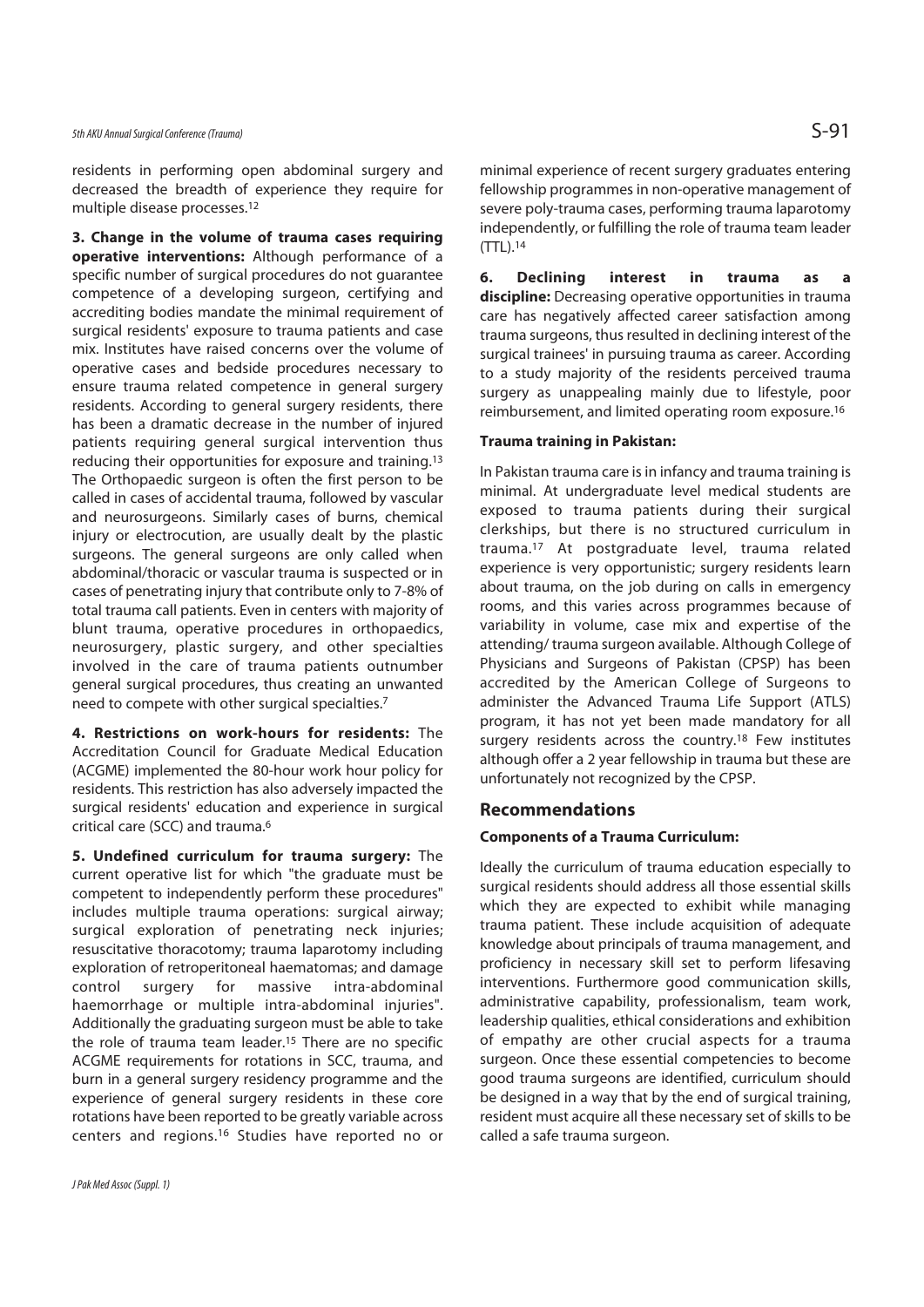residents in performing open abdominal surgery and decreased the breadth of experience they require for multiple disease processes.[12]

**3. Change in the volume of trauma cases requiring operative interventions:** Although performance of a specific number of surgical procedures do not guarantee competence of a developing surgeon, certifying and accrediting bodies mandate the minimal requirement of surgical residents' exposure to trauma patients and case mix. Institutes have raised concerns over the volume of operative cases and bedside procedures necessary to ensure trauma related competence in general surgery residents. According to general surgery residents, there has been a dramatic decrease in the number of injured patients requiring general surgical intervention thus reducing their opportunities for exposure and training.[13] The Orthopaedic surgeon is often the first person to be called in cases of accidental trauma, followed by vascular and neurosurgeons. Similarly cases of burns, chemical injury or electrocution, are usually dealt by the plastic surgeons. The general surgeons are only called when abdominal/thoracic or vascular trauma is suspected or in cases of penetrating injury that contribute only to 7-8% of total trauma call patients. Even in centers with majority of blunt trauma, operative procedures in orthopaedics, neurosurgery, plastic surgery, and other specialties involved in the care of trauma patients outnumber general surgical procedures, thus creating an unwanted need to compete with other surgical specialties.[7]

**4. Restrictions on work-hours for residents:** The Accreditation Council for Graduate Medical Education (ACGME) implemented the 80-hour work hour policy for residents. This restriction has also adversely impacted the surgical residents' education and experience in surgical critical care (SCC) and trauma.[6]

**5. Undefined curriculum for trauma surgery:** The current operative list for which "the graduate must be competent to independently perform these procedures" includes multiple trauma operations: surgical airway; surgical exploration of penetrating neck injuries; resuscitative thoracotomy; trauma laparotomy including exploration of retroperitoneal haematomas; and damage control surgery for massive intra-abdominal haemorrhage or multiple intra-abdominal injuries". Additionally the graduating surgeon must be able to take the role of trauma team leader.[15] There are no specific ACGME requirements for rotations in SCC, trauma, and burn in a general surgery residency programme and the experience of general surgery residents in these core rotations have been reported to be greatly variable across centers and regions.[16] Studies have reported no or minimal experience of recent surgery graduates entering fellowship programmes in non-operative management of severe poly-trauma cases, performing trauma laparotomy independently, or fulfilling the role of trauma team leader (TTL).[14]

**6. Declining interest in trauma as a discipline:** Decreasing operative opportunities in trauma care has negatively affected career satisfaction among trauma surgeons, thus resulted in declining interest of the surgical trainees' in pursuing trauma as career. According to a study majority of the residents perceived trauma surgery as unappealing mainly due to lifestyle, poor reimbursement, and limited operating room exposure.[16]

**Trauma training in Pakistan:**

In Pakistan trauma care is in infancy and trauma training is minimal. At undergraduate level medical students are exposed to trauma patients during their surgical clerkships, but there is no structured curriculum in trauma.[17] At postgraduate level, trauma related experience is very opportunistic; surgery residents learn about trauma, on the job during on calls in emergency rooms, and this varies across programmes because of variability in volume, case mix and expertise of the attending/ trauma surgeon available. Although College of Physicians and Surgeons of Pakistan (CPSP) has been accredited by the American College of Surgeons to administer the Advanced Trauma Life Support (ATLS) program, it has not yet been made mandatory for all surgery residents across the country.[18] Few institutes although offer a 2 year fellowship in trauma but these are unfortunately not recognized by the CPSP.

## Recommendations

**Components of a Trauma Curriculum:**

Ideally the curriculum of trauma education especially to surgical residents should address all those essential skills which they are expected to exhibit while managing trauma patient. These include acquisition of adequate knowledge about principals of trauma management, and proficiency in necessary skill set to perform lifesaving interventions. Furthermore good communication skills, administrative capability, professionalism, team work, leadership qualities, ethical considerations and exhibition of empathy are other crucial aspects for a trauma surgeon. Once these essential competencies to become good trauma surgeons are identified, curriculum should be designed in a way that by the end of surgical training, resident must acquire all these necessary set of skills to be called a safe trauma surgeon.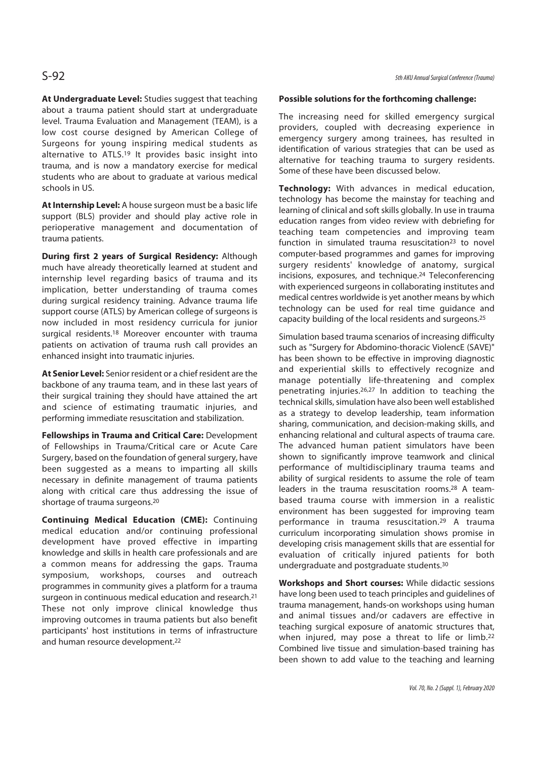**At Undergraduate Level:** Studies suggest that teaching about a trauma patient should start at undergraduate level. Trauma Evaluation and Management (TEAM), is a low cost course designed by American College of Surgeons for young inspiring medical students as alternative to ATLS.[19] It provides basic insight into trauma, and is now a mandatory exercise for medical students who are about to graduate at various medical schools in US.

**At Internship Level:** A house surgeon must be a basic life support (BLS) provider and should play active role in perioperative management and documentation of trauma patients.

**During first 2 years of Surgical Residency:** Although much have already theoretically learned at student and internship level regarding basics of trauma and its implication, better understanding of trauma comes during surgical residency training. Advance trauma life support course (ATLS) by American college of surgeons is now included in most residency curricula for junior surgical residents.[18] Moreover encounter with trauma patients on activation of trauma rush call provides an enhanced insight into traumatic injuries.

**At Senior Level:** Senior resident or a chief resident are the backbone of any trauma team, and in these last years of their surgical training they should have attained the art and science of estimating traumatic injuries, and performing immediate resuscitation and stabilization.

**Fellowships in Trauma and Critical Care:** Development of Fellowships in Trauma/Critical care or Acute Care Surgery, based on the foundation of general surgery, have been suggested as a means to imparting all skills necessary in definite management of trauma patients along with critical care thus addressing the issue of shortage of trauma surgeons.[20]

**Continuing Medical Education (CME):** Continuing medical education and/or continuing professional development have proved effective in imparting knowledge and skills in health care professionals and are a common means for addressing the gaps. Trauma symposium, workshops, courses and outreach programmes in community gives a platform for a trauma surgeon in continuous medical education and research.[21] These not only improve clinical knowledge thus improving outcomes in trauma patients but also benefit participants' host institutions in terms of infrastructure and human resource development.[22]

**Possible solutions for the forthcoming challenge:**

The increasing need for skilled emergency surgical providers, coupled with decreasing experience in emergency surgery among trainees, has resulted in identification of various strategies that can be used as alternative for teaching trauma to surgery residents. Some of these have been discussed below.

**Technology:** With advances in medical education, technology has become the mainstay for teaching and learning of clinical and soft skills globally. In use in trauma education ranges from video review with debriefing for teaching team competencies and improving team function in simulated trauma resuscitation[23] to novel computer-based programmes and games for improving surgery residents' knowledge of anatomy, surgical incisions, exposures, and technique.[24] Teleconferencing with experienced surgeons in collaborating institutes and medical centres worldwide is yet another means by which technology can be used for real time guidance and capacity building of the local residents and surgeons.[25]

Simulation based trauma scenarios of increasing difficulty such as "Surgery for Abdomino-thoracic ViolencE (SAVE)" has been shown to be effective in improving diagnostic and experiential skills to effectively recognize and manage potentially life-threatening and complex penetrating injuries.[26,27] In addition to teaching the technical skills, simulation have also been well established as a strategy to develop leadership, team information sharing, communication, and decision-making skills, and enhancing relational and cultural aspects of trauma care. The advanced human patient simulators have been shown to significantly improve teamwork and clinical performance of multidisciplinary trauma teams and ability of surgical residents to assume the role of team leaders in the trauma resuscitation rooms.[28] A team-based trauma course with immersion in a realistic environment has been suggested for improving team performance in trauma resuscitation.[29] A trauma curriculum incorporating simulation shows promise in developing crisis management skills that are essential for evaluation of critically injured patients for both undergraduate and postgraduate students.[30]

**Workshops and Short courses:** While didactic sessions have long been used to teach principles and guidelines of trauma management, hands-on workshops using human and animal tissues and/or cadavers are effective in teaching surgical exposure of anatomic structures that, when injured, may pose a threat to life or limb.[22] Combined live tissue and simulation-based training has been shown to add value to the teaching and learning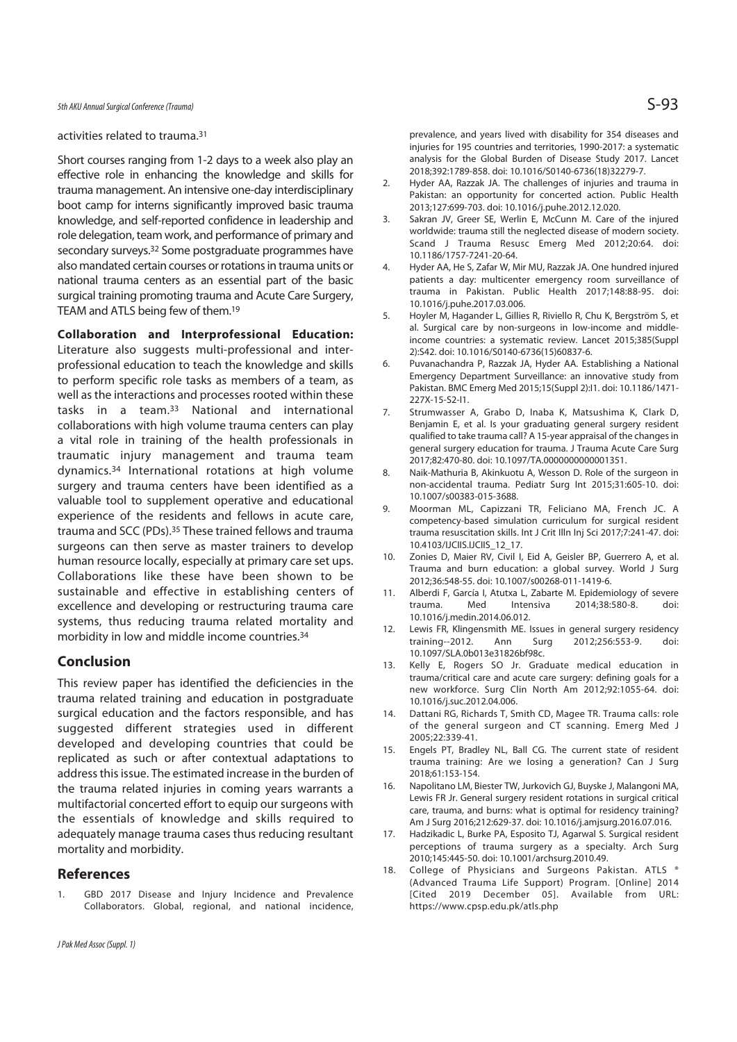activities related to trauma.[31]

Short courses ranging from 1-2 days to a week also play an effective role in enhancing the knowledge and skills for trauma management. An intensive one-day interdisciplinary boot camp for interns significantly improved basic trauma knowledge, and self-reported confidence in leadership and role delegation, team work, and performance of primary and secondary surveys.[32] Some postgraduate programmes have also mandated certain courses or rotations in trauma units or national trauma centers as an essential part of the basic surgical training promoting trauma and Acute Care Surgery, TEAM and ATLS being few of them.[19]

**Collaboration and Interprofessional Education:** Literature also suggests multi-professional and inter-professional education to teach the knowledge and skills to perform specific role tasks as members of a team, as well as the interactions and processes rooted within these tasks in a team.[33] National and international collaborations with high volume trauma centers can play a vital role in training of the health professionals in traumatic injury management and trauma team dynamics.[34] International rotations at high volume surgery and trauma centers have been identified as a valuable tool to supplement operative and educational experience of the residents and fellows in acute care, trauma and SCC (PDs).[35] These trained fellows and trauma surgeons can then serve as master trainers to develop human resource locally, especially at primary care set ups. Collaborations like these have been shown to be sustainable and effective in establishing centers of excellence and developing or restructuring trauma care systems, thus reducing trauma related mortality and morbidity in low and middle income countries.[34]

## Conclusion

This review paper has identified the deficiencies in the trauma related training and education in postgraduate surgical education and the factors responsible, and has suggested different strategies used in different developed and developing countries that could be replicated as such or after contextual adaptations to address this issue. The estimated increase in the burden of the trauma related injuries in coming years warrants a multifactorial concerted effort to equip our surgeons with the essentials of knowledge and skills required to adequately manage trauma cases thus reducing resultant mortality and morbidity.

## References

1. GBD 2017 Disease and Injury Incidence and Prevalence Collaborators. Global, regional, and national incidence, prevalence, and years lived with disability for 354 diseases and injuries for 195 countries and territories, 1990-2017: a systematic analysis for the Global Burden of Disease Study 2017. Lancet 2018;392:1789-858. doi: 10.1016/S0140-6736(18)32279-7.
2. Hyder AA, Razzak JA. The challenges of injuries and trauma in Pakistan: an opportunity for concerted action. Public Health 2013;127:699-703. doi: 10.1016/j.puhe.2012.12.020.
3. Sakran JV, Greer SE, Werlin E, McCunn M. Care of the injured worldwide: trauma still the neglected disease of modern society. Scand J Trauma Resusc Emerg Med 2012;20:64. doi: 10.1186/1757-7241-20-64.
4. Hyder AA, He S, Zafar W, Mir MU, Razzak JA. One hundred injured patients a day: multicenter emergency room surveillance of trauma in Pakistan. Public Health 2017;148:88-95. doi: 10.1016/j.puhe.2017.03.006.
5. Hoyler M, Hagander L, Gillies R, Riviello R, Chu K, Bergström S, et al. Surgical care by non-surgeons in low-income and middle-income countries: a systematic review. Lancet 2015;385(Suppl 2):S42. doi: 10.1016/S0140-6736(15)60837-6.
6. Puvanachandra P, Razzak JA, Hyder AA. Establishing a National Emergency Department Surveillance: an innovative study from Pakistan. BMC Emerg Med 2015;15(Suppl 2):I1. doi: 10.1186/1471-227X-15-S2-I1.
7. Strumwasser A, Grabo D, Inaba K, Matsushima K, Clark D, Benjamin E, et al. Is your graduating general surgery resident qualified to take trauma call? A 15-year appraisal of the changes in general surgery education for trauma. J Trauma Acute Care Surg 2017;82:470-80. doi: 10.1097/TA.0000000000001351.
8. Naik-Mathuria B, Akinkuotu A, Wesson D. Role of the surgeon in non-accidental trauma. Pediatr Surg Int 2015;31:605-10. doi: 10.1007/s00383-015-3688.
9. Moorman ML, Capizzani TR, Feliciano MA, French JC. A competency-based simulation curriculum for surgical resident trauma resuscitation skills. Int J Crit Illn Inj Sci 2017;7:241-47. doi: 10.4103/IJCIIS.IJCIIS_12_17.
10. Zonies D, Maier RV, Civil I, Eid A, Geisler BP, Guerrero A, et al. Trauma and burn education: a global survey. World J Surg 2012;36:548-55. doi: 10.1007/s00268-011-1419-6.
11. Alberdi F, García I, Atutxa L, Zabarte M. Epidemiology of severe trauma. Med Intensiva 2014;38:580-8. doi: 10.1016/j.medin.2014.06.012.
12. Lewis FR, Klingensmith ME. Issues in general surgery residency training--2012. Ann Surg 2012;256:553-9. doi: 10.1097/SLA.0b013e31826bf98c.
13. Kelly E, Rogers SO Jr. Graduate medical education in trauma/critical care and acute care surgery: defining goals for a new workforce. Surg Clin North Am 2012;92:1055-64. doi: 10.1016/j.suc.2012.04.006.
14. Dattani RG, Richards T, Smith CD, Magee TR. Trauma calls: role of the general surgeon and CT scanning. Emerg Med J 2005;22:339-41.
15. Engels PT, Bradley NL, Ball CG. The current state of resident trauma training: Are we losing a generation? Can J Surg 2018;61:153-154.
16. Napolitano LM, Biester TW, Jurkovich GJ, Buyske J, Malangoni MA, Lewis FR Jr. General surgery resident rotations in surgical critical care, trauma, and burns: what is optimal for residency training? Am J Surg 2016;212:629-37. doi: 10.1016/j.amjsurg.2016.07.016.
17. Hadzikadic L, Burke PA, Esposito TJ, Agarwal S. Surgical resident perceptions of trauma surgery as a specialty. Arch Surg 2010;145:445-50. doi: 10.1001/archsurg.2010.49.
18. College of Physicians and Surgeons Pakistan. ATLS ® (Advanced Trauma Life Support) Program. [Online] 2014 [Cited 2019 December 05]. Available from URL: https://www.cpsp.edu.pk/atls.php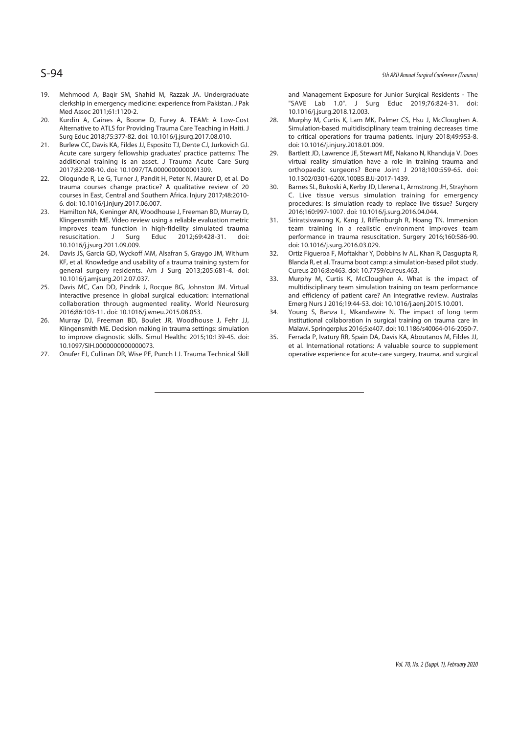19. Mehmood A, Baqir SM, Shahid M, Razzak JA. Undergraduate clerkship in emergency medicine: experience from Pakistan. J Pak Med Assoc 2011;61:1120-2.
20. Kurdin A, Caines A, Boone D, Furey A. TEAM: A Low-Cost Alternative to ATLS for Providing Trauma Care Teaching in Haiti. J Surg Educ 2018;75:377-82. doi: 10.1016/j.jsurg.2017.08.010.
21. Burlew CC, Davis KA, Fildes JJ, Esposito TJ, Dente CJ, Jurkovich GJ. Acute care surgery fellowship graduates' practice patterns: The additional training is an asset. J Trauma Acute Care Surg 2017;82:208-10. doi: 10.1097/TA.0000000000001309.
22. Ologunde R, Le G, Turner J, Pandit H, Peter N, Maurer D, et al. Do trauma courses change practice? A qualitative review of 20 courses in East, Central and Southern Africa. Injury 2017;48:2010-6. doi: 10.1016/j.injury.2017.06.007.
23. Hamilton NA, Kieninger AN, Woodhouse J, Freeman BD, Murray D, Klingensmith ME. Video review using a reliable evaluation metric improves team function in high-fidelity simulated trauma resuscitation. J Surg Educ 2012;69:428-31. doi: 10.1016/j.jsurg.2011.09.009.
24. Davis JS, Garcia GD, Wyckoff MM, Alsafran S, Graygo JM, Withum KF, et al. Knowledge and usability of a trauma training system for general surgery residents. Am J Surg 2013;205:681-4. doi: 10.1016/j.amjsurg.2012.07.037.
25. Davis MC, Can DD, Pindrik J, Rocque BG, Johnston JM. Virtual interactive presence in global surgical education: international collaboration through augmented reality. World Neurosurg 2016;86:103-11. doi: 10.1016/j.wneu.2015.08.053.
26. Murray DJ, Freeman BD, Boulet JR, Woodhouse J, Fehr JJ, Klingensmith ME. Decision making in trauma settings: simulation to improve diagnostic skills. Simul Healthc 2015;10:139-45. doi: 10.1097/SIH.0000000000000073.
27. Onufer EJ, Cullinan DR, Wise PE, Punch LJ. Trauma Technical Skill and Management Exposure for Junior Surgical Residents - The "SAVE Lab 1.0". J Surg Educ 2019;76:824-31. doi: 10.1016/j.jsurg.2018.12.003.
28. Murphy M, Curtis K, Lam MK, Palmer CS, Hsu J, McCloughen A. Simulation-based multidisciplinary team training decreases time to critical operations for trauma patients. Injury 2018;49:953-8. doi: 10.1016/j.injury.2018.01.009.
29. Bartlett JD, Lawrence JE, Stewart ME, Nakano N, Khanduja V. Does virtual reality simulation have a role in training trauma and orthopaedic surgeons? Bone Joint J 2018;100:559-65. doi: 10.1302/0301-620X.100B5.BJJ-2017-1439.
30. Barnes SL, Bukoski A, Kerby JD, Llerena L, Armstrong JH, Strayhorn C. Live tissue versus simulation training for emergency procedures: Is simulation ready to replace live tissue? Surgery 2016;160:997-1007. doi: 10.1016/j.surg.2016.04.044.
31. Siriratsivawong K, Kang J, Riffenburgh R, Hoang TN. Immersion team training in a realistic environment improves team performance in trauma resuscitation. Surgery 2016;160:586-90. doi: 10.1016/j.surg.2016.03.029.
32. Ortiz Figueroa F, Moftakhar Y, Dobbins Iv AL, Khan R, Dasgupta R, Blanda R, et al. Trauma boot camp: a simulation-based pilot study. Cureus 2016;8:e463. doi: 10.7759/cureus.463.
33. Murphy M, Curtis K, McCloughen A. What is the impact of multidisciplinary team simulation training on team performance and efficiency of patient care? An integrative review. Australas Emerg Nurs J 2016;19:44-53. doi: 10.1016/j.aenj.2015.10.001.
34. Young S, Banza L, Mkandawire N. The impact of long term institutional collaboration in surgical training on trauma care in Malawi. Springerplus 2016;5:e407. doi: 10.1186/s40064-016-2050-7.
35. Ferrada P, Ivatury RR, Spain DA, Davis KA, Aboutanos M, Fildes JJ, et al. International rotations: A valuable source to supplement operative experience for acute-care surgery, trauma, and surgical